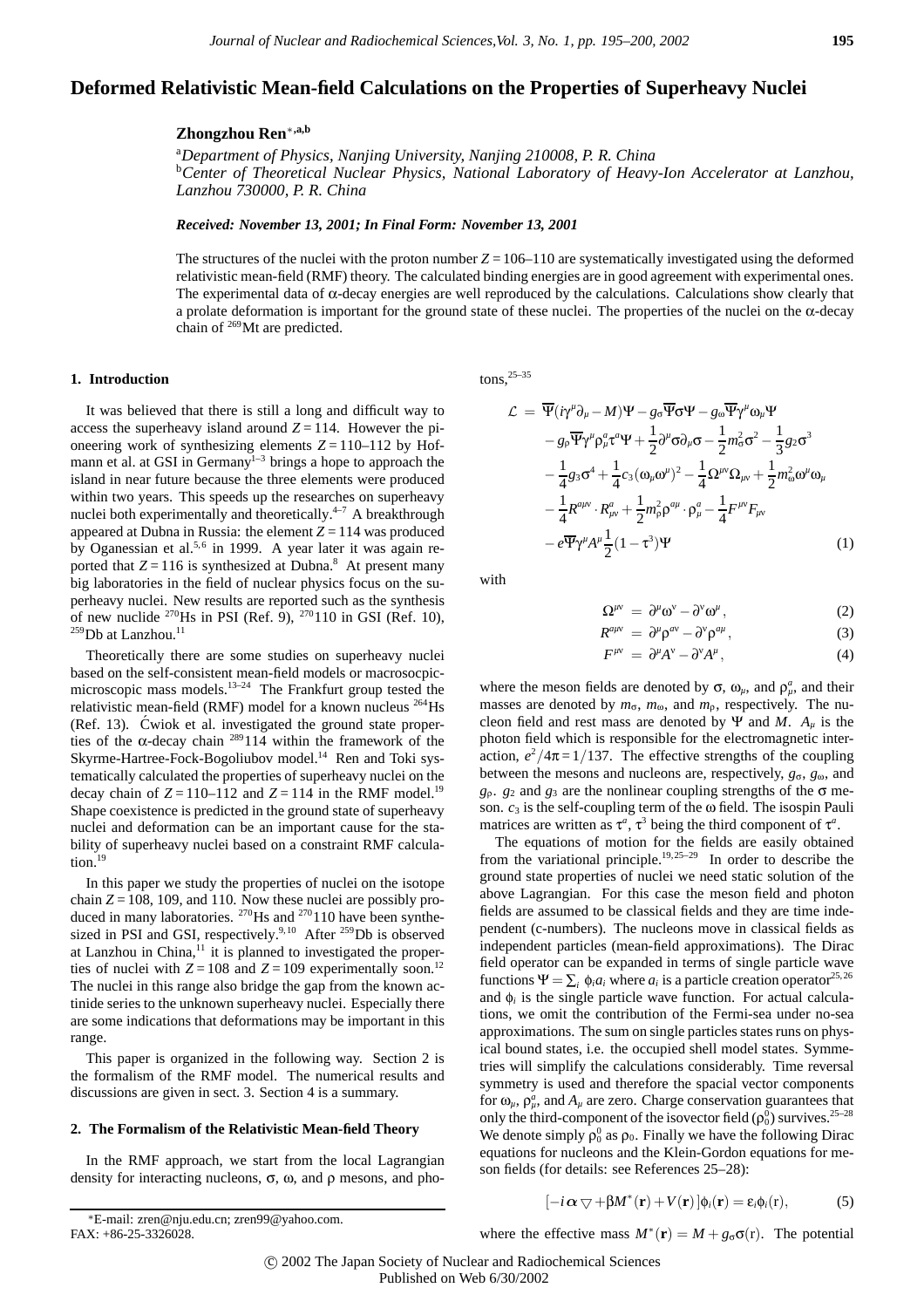# Deformed Relativistic Mean-field Calculations on the Properties of Superheavy Nuclei

**Zhongzhou Ren**[*,a,b]

[a]*Department of Physics, Nanjing University, Nanjing 210008, P. R. China*
[b]*Center of Theoretical Nuclear Physics, National Laboratory of Heavy-Ion Accelerator at Lanzhou, Lanzhou 730000, P. R. China*

***Received: November 13, 2001; In Final Form: November 13, 2001***

The structures of the nuclei with the proton number $Z = 106$–$110$ are systematically investigated using the deformed relativistic mean-field (RMF) theory. The calculated binding energies are in good agreement with experimental ones. The experimental data of α-decay energies are well reproduced by the calculations. Calculations show clearly that a prolate deformation is important for the ground state of these nuclei. The properties of the nuclei on the α-decay chain of $^{269}$Mt are predicted.

## 1. Introduction

It was believed that there is still a long and difficult way to access the superheavy island around $Z = 114$. However the pioneering work of synthesizing elements $Z = 110$–$112$ by Hofmann et al. at GSI in Germany[1–3] brings a hope to approach the island in near future because the three elements were produced within two years. This speeds up the researches on superheavy nuclei both experimentally and theoretically.[4–7] A breakthrough appeared at Dubna in Russia: the element $Z = 114$ was produced by Oganessian et al.[5,6] in 1999. A year later it was again reported that $Z = 116$ is synthesized at Dubna.[8] At present many big laboratories in the field of nuclear physics focus on the superheavy nuclei. New results are reported such as the synthesis of new nuclide $^{270}$Hs in PSI (Ref. 9), $^{270}$110 in GSI (Ref. 10), $^{259}$Db at Lanzhou.[11]

Theoretically there are some studies on superheavy nuclei based on the self-consistent mean-field models or macrosocpic-microscopic mass models.[13–24] The Frankfurt group tested the relativistic mean-field (RMF) model for a known nucleus $^{264}$Hs (Ref. 13). Ćwiok et al. investigated the ground state properties of the α-decay chain $^{289}$114 within the framework of the Skyrme-Hartree-Fock-Bogoliubov model.[14] Ren and Toki systematically calculated the properties of superheavy nuclei on the decay chain of $Z = 110$–$112$ and $Z = 114$ in the RMF model.[19] Shape coexistence is predicted in the ground state of superheavy nuclei and deformation can be an important cause for the stability of superheavy nuclei based on a constraint RMF calculation.[19]

In this paper we study the properties of nuclei on the isotope chain $Z = 108$, 109, and 110. Now these nuclei are possibly produced in many laboratories. $^{270}$Hs and $^{270}$110 have been synthesized in PSI and GSI, respectively.[9,10] After $^{259}$Db is observed at Lanzhou in China,[11] it is planned to investigated the properties of nuclei with $Z = 108$ and $Z = 109$ experimentally soon.[12] The nuclei in this range also bridge the gap from the known actinide series to the unknown superheavy nuclei. Especially there are some indications that deformations may be important in this range.

This paper is organized in the following way. Section 2 is the formalism of the RMF model. The numerical results and discussions are given in sect. 3. Section 4 is a summary.

## 2. The Formalism of the Relativistic Mean-field Theory

In the RMF approach, we start from the local Lagrangian density for interacting nucleons, σ, ω, and ρ mesons, and photons,[25–35]

$$
\begin{aligned}
\mathcal{L} = {} & \overline{\Psi}(i\gamma^\mu\partial_\mu - M)\Psi - g_\sigma\overline{\Psi}\sigma\Psi - g_\omega\overline{\Psi}\gamma^\mu\omega_\mu\Psi \\
& - g_\rho\overline{\Psi}\gamma^\mu\rho_\mu^a\tau^a\Psi + \frac{1}{2}\partial^\mu\sigma\partial_\mu\sigma - \frac{1}{2}m_\sigma^2\sigma^2 - \frac{1}{3}g_2\sigma^3 \\
& - \frac{1}{4}g_3\sigma^4 + \frac{1}{4}c_3(\omega_\mu\omega^\mu)^2 - \frac{1}{4}\Omega^{\mu\nu}\Omega_{\mu\nu} + \frac{1}{2}m_\omega^2\omega^\mu\omega_\mu \\
& - \frac{1}{4}R^{a\mu\nu}\cdot R^a_{\mu\nu} + \frac{1}{2}m_\rho^2\rho^{a\mu}\cdot\rho^a_\mu - \frac{1}{4}F^{\mu\nu}F_{\mu\nu} \\
& - e\overline{\Psi}\gamma^\mu A^\mu\frac{1}{2}(1-\tau^3)\Psi
\end{aligned}
\tag{1}
$$

with

$$\Omega^{\mu\nu} = \partial^\mu\omega^\nu - \partial^\nu\omega^\mu, \tag{2}$$

$$R^{a\mu\nu} = \partial^\mu\rho^{a\nu} - \partial^\nu\rho^{a\mu}, \tag{3}$$

$$F^{\mu\nu} = \partial^\mu A^\nu - \partial^\nu A^\mu, \tag{4}$$

where the meson fields are denoted by σ, $\omega_\mu$, and $\rho_\mu^a$, and their masses are denoted by $m_\sigma$, $m_\omega$, and $m_\rho$, respectively. The nucleon field and rest mass are denoted by Ψ and $M$. $A_\mu$ is the photon field which is responsible for the electromagnetic interaction, $e^2/4\pi = 1/137$. The effective strengths of the coupling between the mesons and nucleons are, respectively, $g_\sigma$, $g_\omega$, and $g_\rho$. $g_2$ and $g_3$ are the nonlinear coupling strengths of the σ meson. $c_3$ is the self-coupling term of the ω field. The isospin Pauli matrices are written as $\tau^a$, $\tau^3$ being the third component of $\tau^a$.

The equations of motion for the fields are easily obtained from the variational principle.[19,25–29] In order to describe the ground state properties of nuclei we need static solution of the above Lagrangian. For this case the meson field and photon fields are assumed to be classical fields and they are time independent (c-numbers). The nucleons move in classical fields as independent particles (mean-field approximations). The Dirac field operator can be expanded in terms of single particle wave functions $\Psi = \sum_i \phi_i a_i$ where $a_i$ is a particle creation operator[25,26] and $\phi_i$ is the single particle wave function. For actual calculations, we omit the contribution of the Fermi-sea under no-sea approximations. The sum on single particles states runs on physical bound states, i.e. the occupied shell model states. Symmetries will simplify the calculations considerably. Time reversal symmetry is used and therefore the spacial vector components for $\omega_\mu$, $\rho_\mu^a$, and $A_\mu$ are zero. Charge conservation guarantees that only the third-component of the isovector field ($\rho_0^0$) survives.[25–28] We denote simply $\rho_0^0$ as $\rho_0$. Finally we have the following Dirac equations for nucleons and the Klein-Gordon equations for meson fields (for details: see References 25–28):

$$[-i\boldsymbol{\alpha}\bigtriangledown + \beta M^*(\mathbf{r}) + V(\mathbf{r})]\phi_i(\mathbf{r}) = \varepsilon_i\phi_i(\mathrm{r}), \tag{5}$$

where the effective mass $M^*(\mathbf{r}) = M + g_\sigma\sigma(\mathrm{r})$. The potential

[*]E-mail: zren@nju.edu.cn; zren99@yahoo.com.
FAX: +86-25-3326028.

© 2002 The Japan Society of Nuclear and Radiochemical Sciences
Published on Web 6/30/2002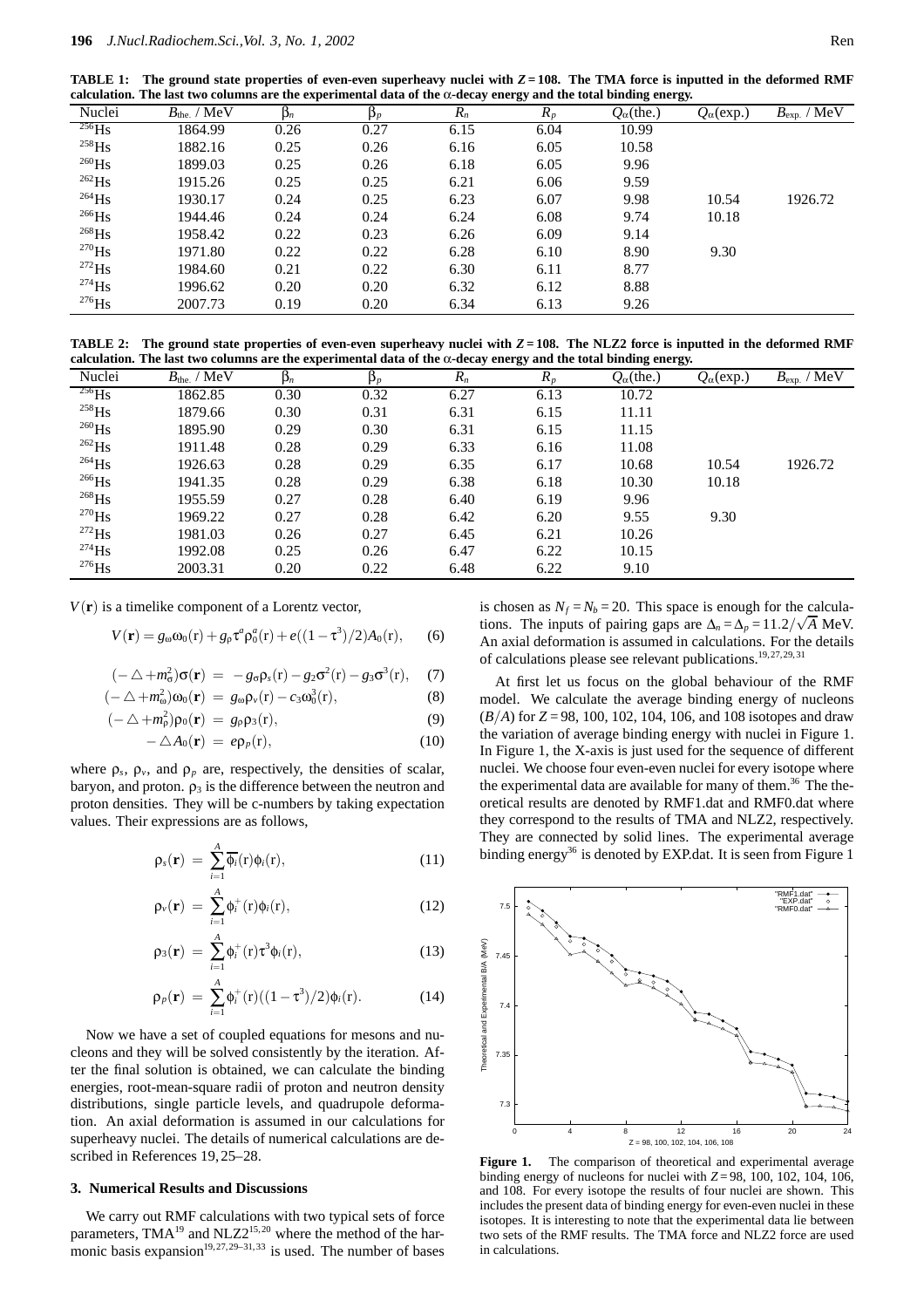**TABLE 1: The ground state properties of even-even superheavy nuclei with $Z = 108$. The TMA force is inputted in the deformed RMF calculation. The last two columns are the experimental data of the α-decay energy and the total binding energy.**

| Nuclei | $B_{\text{the.}}$ / MeV | $\beta_n$ | $\beta_p$ | $R_n$ | $R_p$ | $Q_\alpha$(the.) | $Q_\alpha$(exp.) | $B_{\text{exp.}}$ / MeV |
|---|---|---|---|---|---|---|---|---|
| $^{256}$Hs | 1864.99 | 0.26 | 0.27 | 6.15 | 6.04 | 10.99 | | |
| $^{258}$Hs | 1882.16 | 0.25 | 0.26 | 6.16 | 6.05 | 10.58 | | |
| $^{260}$Hs | 1899.03 | 0.25 | 0.26 | 6.18 | 6.05 | 9.96 | | |
| $^{262}$Hs | 1915.26 | 0.25 | 0.25 | 6.21 | 6.06 | 9.59 | | |
| $^{264}$Hs | 1930.17 | 0.24 | 0.25 | 6.23 | 6.07 | 9.98 | 10.54 | 1926.72 |
| $^{266}$Hs | 1944.46 | 0.24 | 0.24 | 6.24 | 6.08 | 9.74 | 10.18 | |
| $^{268}$Hs | 1958.42 | 0.22 | 0.23 | 6.26 | 6.09 | 9.14 | | |
| $^{270}$Hs | 1971.80 | 0.22 | 0.22 | 6.28 | 6.10 | 8.90 | 9.30 | |
| $^{272}$Hs | 1984.60 | 0.21 | 0.22 | 6.30 | 6.11 | 8.77 | | |
| $^{274}$Hs | 1996.62 | 0.20 | 0.20 | 6.32 | 6.12 | 8.88 | | |
| $^{276}$Hs | 2007.73 | 0.19 | 0.20 | 6.34 | 6.13 | 9.26 | | |

**TABLE 2: The ground state properties of even-even superheavy nuclei with $Z = 108$. The NLZ2 force is inputted in the deformed RMF calculation. The last two columns are the experimental data of the α-decay energy and the total binding energy.**

| Nuclei | $B_{\text{the.}}$ / MeV | $\beta_n$ | $\beta_p$ | $R_n$ | $R_p$ | $Q_\alpha$(the.) | $Q_\alpha$(exp.) | $B_{\text{exp.}}$ / MeV |
|---|---|---|---|---|---|---|---|---|
| $^{256}$Hs | 1862.85 | 0.30 | 0.32 | 6.27 | 6.13 | 10.72 | | |
| $^{258}$Hs | 1879.66 | 0.30 | 0.31 | 6.31 | 6.15 | 11.11 | | |
| $^{260}$Hs | 1895.90 | 0.29 | 0.30 | 6.31 | 6.15 | 11.15 | | |
| $^{262}$Hs | 1911.48 | 0.28 | 0.29 | 6.33 | 6.16 | 11.08 | | |
| $^{264}$Hs | 1926.63 | 0.28 | 0.29 | 6.35 | 6.17 | 10.68 | 10.54 | 1926.72 |
| $^{266}$Hs | 1941.35 | 0.28 | 0.29 | 6.38 | 6.18 | 10.30 | 10.18 | |
| $^{268}$Hs | 1955.59 | 0.27 | 0.28 | 6.40 | 6.19 | 9.96 | | |
| $^{270}$Hs | 1969.22 | 0.27 | 0.28 | 6.42 | 6.20 | 9.55 | 9.30 | |
| $^{272}$Hs | 1981.03 | 0.26 | 0.27 | 6.45 | 6.21 | 10.26 | | |
| $^{274}$Hs | 1992.08 | 0.25 | 0.26 | 6.47 | 6.22 | 10.15 | | |
| $^{276}$Hs | 2003.31 | 0.20 | 0.22 | 6.48 | 6.22 | 9.10 | | |

$V(\mathbf{r})$ is a timelike component of a Lorentz vector,

$$V(\mathbf{r}) = g_\omega \omega_0(\mathrm{r}) + g_\rho \tau^a \rho_0^a(\mathrm{r}) + e((1-\tau^3)/2)A_0(\mathrm{r}), \qquad (6)$$

$$(-\triangle + m_\sigma^2)\sigma(\mathbf{r}) = -g_\sigma \rho_s(\mathrm{r}) - g_2\sigma^2(\mathrm{r}) - g_3\sigma^3(\mathrm{r}), \qquad (7)$$

$$(-\triangle + m_\omega^2)\omega_0(\mathbf{r}) = g_\omega \rho_v(\mathrm{r}) - c_3\omega_0^3(\mathrm{r}), \qquad (8)$$

$$(-\triangle + m_\rho^2)\rho_0(\mathbf{r}) = g_\rho \rho_3(\mathrm{r}), \qquad (9)$$

$$-\triangle A_0(\mathbf{r}) = e\rho_p(\mathrm{r}), \qquad (10)$$

where $\rho_s$, $\rho_v$, and $\rho_p$ are, respectively, the densities of scalar, baryon, and proton. $\rho_3$ is the difference between the neutron and proton densities. They will be c-numbers by taking expectation values. Their expressions are as follows,

$$\rho_s(\mathbf{r}) = \sum_{i=1}^{A} \overline{\phi_i}(\mathrm{r})\phi_i(\mathrm{r}), \qquad (11)$$

$$\rho_v(\mathbf{r}) = \sum_{i=1}^{A} \phi_i^+(\mathrm{r})\phi_i(\mathrm{r}), \qquad (12)$$

$$\rho_3(\mathbf{r}) = \sum_{i=1}^{A} \phi_i^+(\mathrm{r})\tau^3\phi_i(\mathrm{r}), \qquad (13)$$

$$\rho_p(\mathbf{r}) = \sum_{i=1}^{A} \phi_i^+(\mathrm{r})((1-\tau^3)/2)\phi_i(\mathrm{r}). \qquad (14)$$

Now we have a set of coupled equations for mesons and nucleons and they will be solved consistently by the iteration. After the final solution is obtained, we can calculate the binding energies, root-mean-square radii of proton and neutron density distributions, single particle levels, and quadrupole deformation. An axial deformation is assumed in our calculations for superheavy nuclei. The details of numerical calculations are described in References 19, 25–28.

### 3. Numerical Results and Discussions

We carry out RMF calculations with two typical sets of force parameters, TMA[19] and NLZ2[15,20] where the method of the harmonic basis expansion[19,27,29–31,33] is used. The number of bases is chosen as $N_f = N_b = 20$. This space is enough for the calculations. The inputs of pairing gaps are $\Delta_n = \Delta_p = 11.2/\sqrt{A}$ MeV. An axial deformation is assumed in calculations. For the details of calculations please see relevant publications.[19,27,29,31]

At first let us focus on the global behaviour of the RMF model. We calculate the average binding energy of nucleons ($B/A$) for $Z = 98$, 100, 102, 104, 106, and 108 isotopes and draw the variation of average binding energy with nuclei in Figure 1. In Figure 1, the X-axis is just used for the sequence of different nuclei. We choose four even-even nuclei for every isotope where the experimental data are available for many of them.[36] The theoretical results are denoted by RMF1.dat and RMF0.dat where they correspond to the results of TMA and NLZ2, respectively. They are connected by solid lines. The experimental average binding energy[36] is denoted by EXP.dat. It is seen from Figure 1

**Figure 1.** The comparison of theoretical and experimental average binding energy of nucleons for nuclei with $Z = 98$, 100, 102, 104, 106, and 108. For every isotope the results of four nuclei are shown. This includes the present data of binding energy for even-even nuclei in these isotopes. It is interesting to note that the experimental data lie between two sets of the RMF results. The TMA force and NLZ2 force are used in calculations.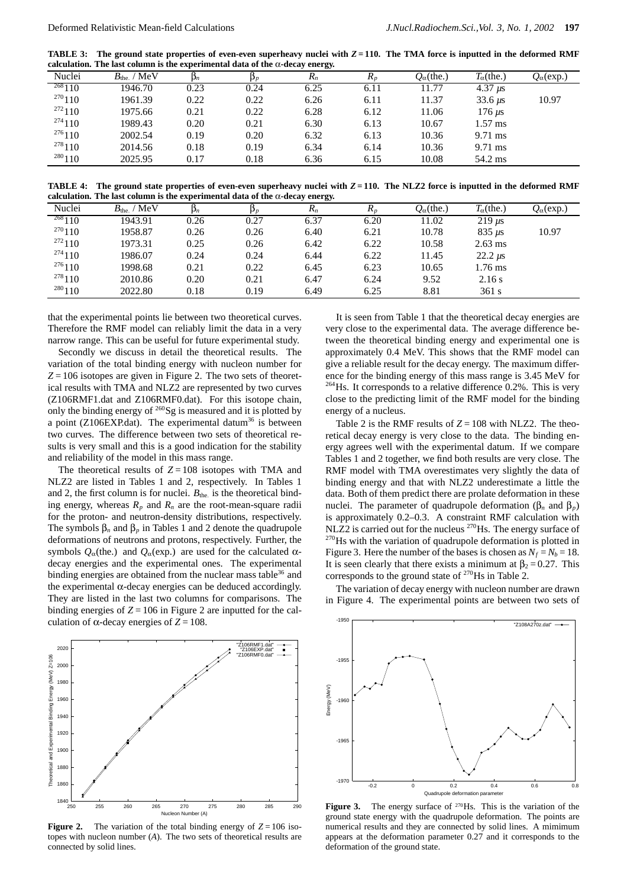**TABLE 3: The ground state properties of even-even superheavy nuclei with $Z = 110$. The TMA force is inputted in the deformed RMF calculation. The last column is the experimental data of the $\alpha$-decay energy.**

| Nuclei | $B_{\text{the.}}$ / MeV | $\beta_n$ | $\beta_p$ | $R_n$ | $R_p$ | $Q_\alpha$(the.) | $T_\alpha$(the.) | $Q_\alpha$(exp.) |
|---|---|---|---|---|---|---|---|---|
| $^{268}110$ | 1946.70 | 0.23 | 0.24 | 6.25 | 6.11 | 11.77 | 4.37 $\mu$s | |
| $^{270}110$ | 1961.39 | 0.22 | 0.22 | 6.26 | 6.11 | 11.37 | 33.6 $\mu$s | 10.97 |
| $^{272}110$ | 1975.66 | 0.21 | 0.22 | 6.28 | 6.12 | 11.06 | 176 $\mu$s | |
| $^{274}110$ | 1989.43 | 0.20 | 0.21 | 6.30 | 6.13 | 10.67 | 1.57 ms | |
| $^{276}110$ | 2002.54 | 0.19 | 0.20 | 6.32 | 6.13 | 10.36 | 9.71 ms | |
| $^{278}110$ | 2014.56 | 0.18 | 0.19 | 6.34 | 6.14 | 10.36 | 9.71 ms | |
| $^{280}110$ | 2025.95 | 0.17 | 0.18 | 6.36 | 6.15 | 10.08 | 54.2 ms | |

**TABLE 4: The ground state properties of even-even superheavy nuclei with $Z = 110$. The NLZ2 force is inputted in the deformed RMF calculation. The last column is the experimental data of the $\alpha$-decay energy.**

| Nuclei | $B_{\text{the.}}$ / MeV | $\beta_n$ | $\beta_p$ | $R_n$ | $R_p$ | $Q_\alpha$(the.) | $T_\alpha$(the.) | $Q_\alpha$(exp.) |
|---|---|---|---|---|---|---|---|---|
| $^{268}110$ | 1943.91 | 0.26 | 0.27 | 6.37 | 6.20 | 11.02 | 219 $\mu$s | |
| $^{270}110$ | 1958.87 | 0.26 | 0.26 | 6.40 | 6.21 | 10.78 | 835 $\mu$s | 10.97 |
| $^{272}110$ | 1973.31 | 0.25 | 0.26 | 6.42 | 6.22 | 10.58 | 2.63 ms | |
| $^{274}110$ | 1986.07 | 0.24 | 0.24 | 6.44 | 6.22 | 11.45 | 22.2 $\mu$s | |
| $^{276}110$ | 1998.68 | 0.21 | 0.22 | 6.45 | 6.23 | 10.65 | 1.76 ms | |
| $^{278}110$ | 2010.86 | 0.20 | 0.21 | 6.47 | 6.24 | 9.52 | 2.16 s | |
| $^{280}110$ | 2022.80 | 0.18 | 0.19 | 6.49 | 6.25 | 8.81 | 361 s | |

that the experimental points lie between two theoretical curves. Therefore the RMF model can reliably limit the data in a very narrow range. This can be useful for future experimental study.

Secondly we discuss in detail the theoretical results. The variation of the total binding energy with nucleon number for $Z = 106$ isotopes are given in Figure 2. The two sets of theoretical results with TMA and NLZ2 are represented by two curves (Z106RMF1.dat and Z106RMF0.dat). For this isotope chain, only the binding energy of $^{260}$Sg is measured and it is plotted by a point (Z106EXP.dat). The experimental datum[36] is between two curves. The difference between two sets of theoretical results is very small and this is a good indication for the stability and reliability of the model in this mass range.

The theoretical results of $Z = 108$ isotopes with TMA and NLZ2 are listed in Tables 1 and 2, respectively. In Tables 1 and 2, the first column is for nuclei. $B_{\text{the.}}$ is the theoretical binding energy, whereas $R_p$ and $R_n$ are the root-mean-square radii for the proton- and neutron-density distributions, respectively. The symbols $\beta_n$ and $\beta_p$ in Tables 1 and 2 denote the quadrupole deformations of neutrons and protons, respectively. Further, the symbols $Q_\alpha$(the.) and $Q_\alpha$(exp.) are used for the calculated $\alpha$-decay energies and the experimental ones. The experimental binding energies are obtained from the nuclear mass table[36] and the experimental $\alpha$-decay energies can be deduced accordingly. They are listed in the last two columns for comparisons. The binding energies of $Z = 106$ in Figure 2 are inputted for the calculation of $\alpha$-decay energies of $Z = 108$.

**Figure 2.** The variation of the total binding energy of $Z = 106$ isotopes with nucleon number ($A$). The two sets of theoretical results are connected by solid lines.

It is seen from Table 1 that the theoretical decay energies are very close to the experimental data. The average difference between the theoretical binding energy and experimental one is approximately 0.4 MeV. This shows that the RMF model can give a reliable result for the decay energy. The maximum difference for the binding energy of this mass range is 3.45 MeV for $^{264}$Hs. It corresponds to a relative difference 0.2%. This is very close to the predicting limit of the RMF model for the binding energy of a nucleus.

Table 2 is the RMF results of $Z = 108$ with NLZ2. The theoretical decay energy is very close to the data. The binding energy agrees well with the experimental datum. If we compare Tables 1 and 2 together, we find both results are very close. The RMF model with TMA overestimates very slightly the data of binding energy and that with NLZ2 underestimate a little the data. Both of them predict there are prolate deformation in these nuclei. The parameter of quadrupole deformation ($\beta_n$ and $\beta_p$) is approximately 0.2–0.3. A constraint RMF calculation with NLZ2 is carried out for the nucleus $^{270}$Hs. The energy surface of $^{270}$Hs with the variation of quadrupole deformation is plotted in Figure 3. Here the number of the bases is chosen as $N_f = N_b = 18$. It is seen clearly that there exists a minimum at $\beta_2 = 0.27$. This corresponds to the ground state of $^{270}$Hs in Table 2.

The variation of decay energy with nucleon number are drawn in Figure 4. The experimental points are between two sets of

**Figure 3.** The energy surface of $^{270}$Hs. This is the variation of the ground state energy with the quadrupole deformation. The points are numerical results and they are connected by solid lines. A mimimum appears at the deformation parameter 0.27 and it corresponds to the deformation of the ground state.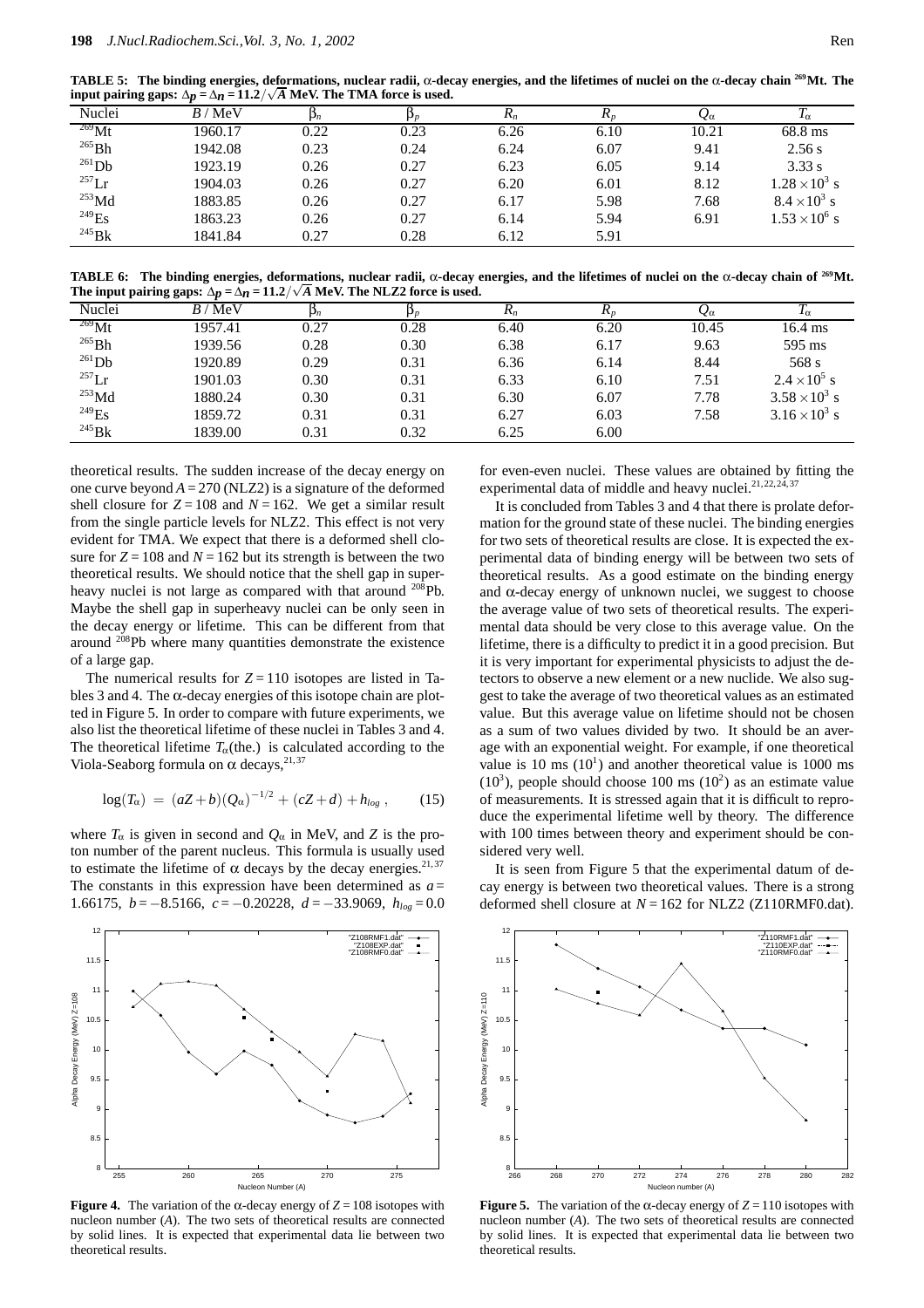**TABLE 5: The binding energies, deformations, nuclear radii, α-decay energies, and the lifetimes of nuclei on the α-decay chain $^{269}$Mt. The input pairing gaps: $\Delta_p = \Delta_n = 11.2/\sqrt{A}$ MeV. The TMA force is used.**

| Nuclei | $B$ / MeV | $\beta_n$ | $\beta_p$ | $R_n$ | $R_p$ | $Q_\alpha$ | $T_\alpha$ |
|---|---|---|---|---|---|---|---|
| $^{269}$Mt | 1960.17 | 0.22 | 0.23 | 6.26 | 6.10 | 10.21 | 68.8 ms |
| $^{265}$Bh | 1942.08 | 0.23 | 0.24 | 6.24 | 6.07 | 9.41 | 2.56 s |
| $^{261}$Db | 1923.19 | 0.26 | 0.27 | 6.23 | 6.05 | 9.14 | 3.33 s |
| $^{257}$Lr | 1904.03 | 0.26 | 0.27 | 6.20 | 6.01 | 8.12 | $1.28\times10^3$ s |
| $^{253}$Md | 1883.85 | 0.26 | 0.27 | 6.17 | 5.98 | 7.68 | $8.4\times10^3$ s |
| $^{249}$Es | 1863.23 | 0.26 | 0.27 | 6.14 | 5.94 | 6.91 | $1.53\times10^6$ s |
| $^{245}$Bk | 1841.84 | 0.27 | 0.28 | 6.12 | 5.91 | | |

**TABLE 6: The binding energies, deformations, nuclear radii, α-decay energies, and the lifetimes of nuclei on the α-decay chain of $^{269}$Mt. The input pairing gaps: $\Delta_p = \Delta_n = 11.2/\sqrt{A}$ MeV. The NLZ2 force is used.**

| Nuclei | $B$ / MeV | $\beta_n$ | $\beta_p$ | $R_n$ | $R_p$ | $Q_\alpha$ | $T_\alpha$ |
|---|---|---|---|---|---|---|---|
| $^{269}$Mt | 1957.41 | 0.27 | 0.28 | 6.40 | 6.20 | 10.45 | 16.4 ms |
| $^{265}$Bh | 1939.56 | 0.28 | 0.30 | 6.38 | 6.17 | 9.63 | 595 ms |
| $^{261}$Db | 1920.89 | 0.29 | 0.31 | 6.36 | 6.14 | 8.44 | 568 s |
| $^{257}$Lr | 1901.03 | 0.30 | 0.31 | 6.33 | 6.10 | 7.51 | $2.4\times10^5$ s |
| $^{253}$Md | 1880.24 | 0.30 | 0.31 | 6.30 | 6.07 | 7.78 | $3.58\times10^3$ s |
| $^{249}$Es | 1859.72 | 0.31 | 0.31 | 6.27 | 6.03 | 7.58 | $3.16\times10^3$ s |
| $^{245}$Bk | 1839.00 | 0.31 | 0.32 | 6.25 | 6.00 | | |

theoretical results. The sudden increase of the decay energy on one curve beyond $A = 270$ (NLZ2) is a signature of the deformed shell closure for $Z = 108$ and $N = 162$. We get a similar result from the single particle levels for NLZ2. This effect is not very evident for TMA. We expect that there is a deformed shell closure for $Z = 108$ and $N = 162$ but its strength is between the two theoretical results. We should notice that the shell gap in superheavy nuclei is not large as compared with that around $^{208}$Pb. Maybe the shell gap in superheavy nuclei can be only seen in the decay energy or lifetime. This can be different from that around $^{208}$Pb where many quantities demonstrate the existence of a large gap.

The numerical results for $Z = 110$ isotopes are listed in Tables 3 and 4. The α-decay energies of this isotope chain are plotted in Figure 5. In order to compare with future experiments, we also list the theoretical lifetime of these nuclei in Tables 3 and 4. The theoretical lifetime $T_\alpha$(the.) is calculated according to the Viola-Seaborg formula on α decays,[21,37]

$$\log(T_\alpha) = (aZ+b)(Q_\alpha)^{-1/2} + (cZ+d) + h_{log}, \qquad (15)$$

where $T_\alpha$ is given in second and $Q_\alpha$ in MeV, and $Z$ is the proton number of the parent nucleus. This formula is usually used to estimate the lifetime of α decays by the decay energies.[21,37] The constants in this expression have been determined as $a = 1.66175$, $b = -8.5166$, $c = -0.20228$, $d = -33.9069$, $h_{log} = 0.0$ for even-even nuclei. These values are obtained by fitting the experimental data of middle and heavy nuclei.[21,22,24,37]

It is concluded from Tables 3 and 4 that there is prolate deformation for the ground state of these nuclei. The binding energies for two sets of theoretical results are close. It is expected the experimental data of binding energy will be between two sets of theoretical results. As a good estimate on the binding energy and α-decay energy of unknown nuclei, we suggest to choose the average value of two sets of theoretical results. The experimental data should be very close to this average value. On the lifetime, there is a difficulty to predict it in a good precision. But it is very important for experimental physicists to adjust the detectors to observe a new element or a new nuclide. We also suggest to take the average of two theoretical values as an estimated value. But this average value on lifetime should not be chosen as a sum of two values divided by two. It should be an average with an exponential weight. For example, if one theoretical value is 10 ms ($10^1$) and another theoretical value is 1000 ms ($10^3$), people should choose 100 ms ($10^2$) as an estimate value of measurements. It is stressed again that it is difficult to reproduce the experimental lifetime well by theory. The difference with 100 times between theory and experiment should be considered very well.

It is seen from Figure 5 that the experimental datum of decay energy is between two theoretical values. There is a strong deformed shell closure at $N = 162$ for NLZ2 (Z110RMF0.dat).

**Figure 4.** The variation of the α-decay energy of $Z = 108$ isotopes with nucleon number ($A$). The two sets of theoretical results are connected by solid lines. It is expected that experimental data lie between two theoretical results.

**Figure 5.** The variation of the α-decay energy of $Z = 110$ isotopes with nucleon number ($A$). The two sets of theoretical results are connected by solid lines. It is expected that experimental data lie between two theoretical results.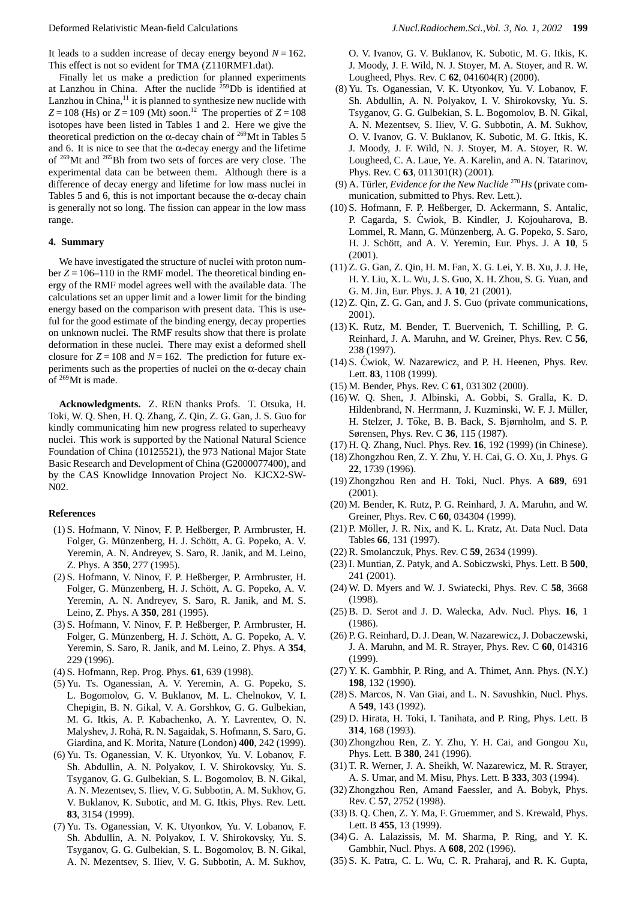It leads to a sudden increase of decay energy beyond $N = 162$. This effect is not so evident for TMA (Z110RMF1.dat).

Finally let us make a prediction for planned experiments at Lanzhou in China. After the nuclide $^{259}$Db is identified at Lanzhou in China,[11] it is planned to synthesize new nuclide with $Z = 108$ (Hs) or $Z = 109$ (Mt) soon.[12] The properties of $Z = 108$ isotopes have been listed in Tables 1 and 2. Here we give the theoretical prediction on the α-decay chain of $^{269}$Mt in Tables 5 and 6. It is nice to see that the α-decay energy and the lifetime of $^{269}$Mt and $^{265}$Bh from two sets of forces are very close. The experimental data can be between them. Although there is a difference of decay energy and lifetime for low mass nuclei in Tables 5 and 6, this is not important because the α-decay chain is generally not so long. The fission can appear in the low mass range.

## 4. Summary

We have investigated the structure of nuclei with proton number $Z = 106$–$110$ in the RMF model. The theoretical binding energy of the RMF model agrees well with the available data. The calculations set an upper limit and a lower limit for the binding energy based on the comparison with present data. This is useful for the good estimate of the binding energy, decay properties on unknown nuclei. The RMF results show that there is prolate deformation in these nuclei. There may exist a deformed shell closure for $Z = 108$ and $N = 162$. The prediction for future experiments such as the properties of nuclei on the α-decay chain of $^{269}$Mt is made.

**Acknowledgments.** Z. REN thanks Profs. T. Otsuka, H. Toki, W. Q. Shen, H. Q. Zhang, Z. Qin, Z. G. Gan, J. S. Guo for kindly communicating him new progress related to superheavy nuclei. This work is supported by the National Natural Science Foundation of China (10125521), the 973 National Major State Basic Research and Development of China (G2000077400), and by the CAS Knowlidge Innovation Project No. KJCX2-SW-N02.

## References

(1) S. Hofmann, V. Ninov, F. P. Heßberger, P. Armbruster, H. Folger, G. Münzenberg, H. J. Schött, A. G. Popeko, A. V. Yeremin, A. N. Andreyev, S. Saro, R. Janik, and M. Leino, Z. Phys. A **350**, 277 (1995).

(2) S. Hofmann, V. Ninov, F. P. Heßberger, P. Armbruster, H. Folger, G. Münzenberg, H. J. Schött, A. G. Popeko, A. V. Yeremin, A. N. Andreyev, S. Saro, R. Janik, and M. S. Leino, Z. Phys. A **350**, 281 (1995).

(3) S. Hofmann, V. Ninov, F. P. Heßberger, P. Armbruster, H. Folger, G. Münzenberg, H. J. Schött, A. G. Popeko, A. V. Yeremin, S. Saro, R. Janik, and M. Leino, Z. Phys. A **354**, 229 (1996).

(4) S. Hofmann, Rep. Prog. Phys. **61**, 639 (1998).

(5) Yu. Ts. Oganessian, A. V. Yeremin, A. G. Popeko, S. L. Bogomolov, G. V. Buklanov, M. L. Chelnokov, V. I. Chepigin, B. N. Gikal, V. A. Gorshkov, G. G. Gulbekian, M. G. Itkis, A. P. Kabachenko, A. Y. Lavrentev, O. N. Malyshev, J. Rohä, R. N. Sagaidak, S. Hofmann, S. Saro, G. Giardina, and K. Morita, Nature (London) **400**, 242 (1999).

(6) Yu. Ts. Oganessian, V. K. Utyonkov, Yu. V. Lobanov, F. Sh. Abdullin, A. N. Polyakov, I. V. Shirokovsky, Yu. S. Tsyganov, G. G. Gulbekian, S. L. Bogomolov, B. N. Gikal, A. N. Mezentsev, S. Iliev, V. G. Subbotin, A. M. Sukhov, G. V. Buklanov, K. Subotic, and M. G. Itkis, Phys. Rev. Lett. **83**, 3154 (1999).

(7) Yu. Ts. Oganessian, V. K. Utyonkov, Yu. V. Lobanov, F. Sh. Abdullin, A. N. Polyakov, I. V. Shirokovsky, Yu. S. Tsyganov, G. G. Gulbekian, S. L. Bogomolov, B. N. Gikal, A. N. Mezentsev, S. Iliev, V. G. Subbotin, A. M. Sukhov, O. V. Ivanov, G. V. Buklanov, K. Subotic, M. G. Itkis, K. J. Moody, J. F. Wild, N. J. Stoyer, M. A. Stoyer, and R. W. Lougheed, Phys. Rev. C **62**, 041604(R) (2000).

(8) Yu. Ts. Oganessian, V. K. Utyonkov, Yu. V. Lobanov, F. Sh. Abdullin, A. N. Polyakov, I. V. Shirokovsky, Yu. S. Tsyganov, G. G. Gulbekian, S. L. Bogomolov, B. N. Gikal, A. N. Mezentsev, S. Iliev, V. G. Subbotin, A. M. Sukhov, O. V. Ivanov, G. V. Buklanov, K. Subotic, M. G. Itkis, K. J. Moody, J. F. Wild, N. J. Stoyer, M. A. Stoyer, R. W. Lougheed, C. A. Laue, Ye. A. Karelin, and A. N. Tatarinov, Phys. Rev. C **63**, 011301(R) (2001).

(9) A. Türler, *Evidence for the New Nuclide $^{270}$Hs* (private communication, submitted to Phys. Rev. Lett.).

(10) S. Hofmann, F. P. Heßberger, D. Ackermann, S. Antalic, P. Cagarda, S. Ćwiok, B. Kindler, J. Kojouharova, B. Lommel, R. Mann, G. Münzenberg, A. G. Popeko, S. Saro, H. J. Schött, and A. V. Yeremin, Eur. Phys. J. A **10**, 5 (2001).

(11) Z. G. Gan, Z. Qin, H. M. Fan, X. G. Lei, Y. B. Xu, J. J. He, H. Y. Liu, X. L. Wu, J. S. Guo, X. H. Zhou, S. G. Yuan, and G. M. Jin, Eur. Phys. J. A **10**, 21 (2001).

(12) Z. Qin, Z. G. Gan, and J. S. Guo (private communications, 2001).

(13) K. Rutz, M. Bender, T. Buervenich, T. Schilling, P. G. Reinhard, J. A. Maruhn, and W. Greiner, Phys. Rev. C **56**, 238 (1997).

(14) S. Ćwiok, W. Nazarewicz, and P. H. Heenen, Phys. Rev. Lett. **83**, 1108 (1999).

(15) M. Bender, Phys. Rev. C **61**, 031302 (2000).

(16) W. Q. Shen, J. Albinski, A. Gobbi, S. Gralla, K. D. Hildenbrand, N. Herrmann, J. Kuzminski, W. F. J. Müller, H. Stelzer, J. Tōke, B. B. Back, S. Bjørnholm, and S. P. Sørensen, Phys. Rev. C **36**, 115 (1987).

(17) H. Q. Zhang, Nucl. Phys. Rev. **16**, 192 (1999) (in Chinese).

(18) Zhongzhou Ren, Z. Y. Zhu, Y. H. Cai, G. O. Xu, J. Phys. G **22**, 1739 (1996).

(19) Zhongzhou Ren and H. Toki, Nucl. Phys. A **689**, 691 (2001).

(20) M. Bender, K. Rutz, P. G. Reinhard, J. A. Maruhn, and W. Greiner, Phys. Rev. C **60**, 034304 (1999).

(21) P. Möller, J. R. Nix, and K. L. Kratz, At. Data Nucl. Data Tables **66**, 131 (1997).

(22) R. Smolanczuk, Phys. Rev. C **59**, 2634 (1999).

(23) I. Muntian, Z. Patyk, and A. Sobiczwski, Phys. Lett. B **500**, 241 (2001).

(24) W. D. Myers and W. J. Swiatecki, Phys. Rev. C **58**, 3668 (1998).

(25) B. D. Serot and J. D. Walecka, Adv. Nucl. Phys. **16**, 1 (1986).

(26) P. G. Reinhard, D. J. Dean, W. Nazarewicz, J. Dobaczewski, J. A. Maruhn, and M. R. Strayer, Phys. Rev. C **60**, 014316 (1999).

(27) Y. K. Gambhir, P. Ring, and A. Thimet, Ann. Phys. (N.Y.) **198**, 132 (1990).

(28) S. Marcos, N. Van Giai, and L. N. Savushkin, Nucl. Phys. A **549**, 143 (1992).

(29) D. Hirata, H. Toki, I. Tanihata, and P. Ring, Phys. Lett. B **314**, 168 (1993).

(30) Zhongzhou Ren, Z. Y. Zhu, Y. H. Cai, and Gongou Xu, Phys. Lett. B **380**, 241 (1996).

(31) T. R. Werner, J. A. Sheikh, W. Nazarewicz, M. R. Strayer, A. S. Umar, and M. Misu, Phys. Lett. B **333**, 303 (1994).

(32) Zhongzhou Ren, Amand Faessler, and A. Bobyk, Phys. Rev. C **57**, 2752 (1998).

(33) B. Q. Chen, Z. Y. Ma, F. Gruemmer, and S. Krewald, Phys. Lett. B **455**, 13 (1999).

(34) G. A. Lalazissis, M. M. Sharma, P. Ring, and Y. K. Gambhir, Nucl. Phys. A **608**, 202 (1996).

(35) S. K. Patra, C. L. Wu, C. R. Praharaj, and R. K. Gupta,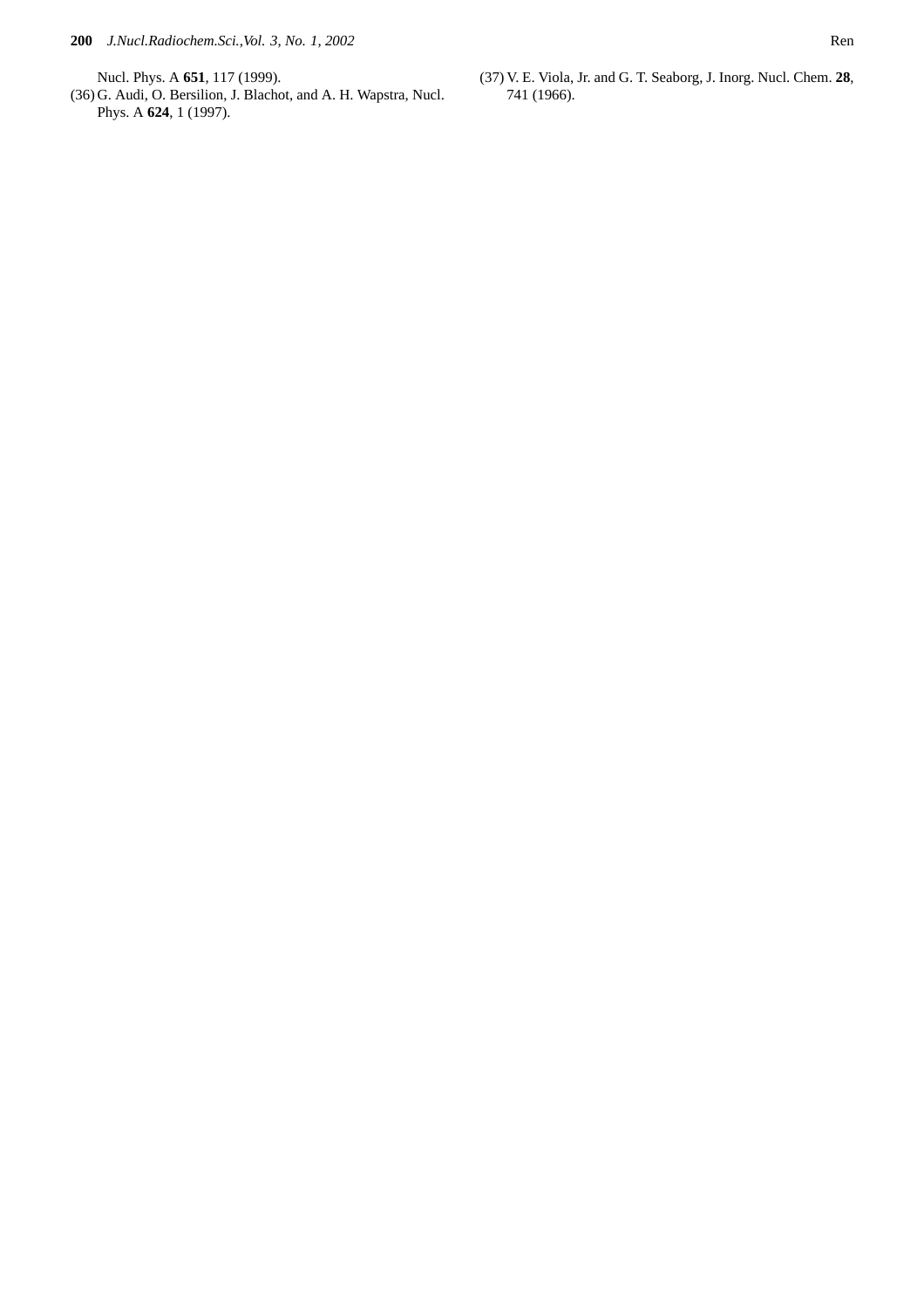Nucl. Phys. A **651**, 117 (1999).

(36) G. Audi, O. Bersilion, J. Blachot, and A. H. Wapstra, Nucl. Phys. A **624**, 1 (1997).

(37) V. E. Viola, Jr. and G. T. Seaborg, J. Inorg. Nucl. Chem. **28**, 741 (1966).